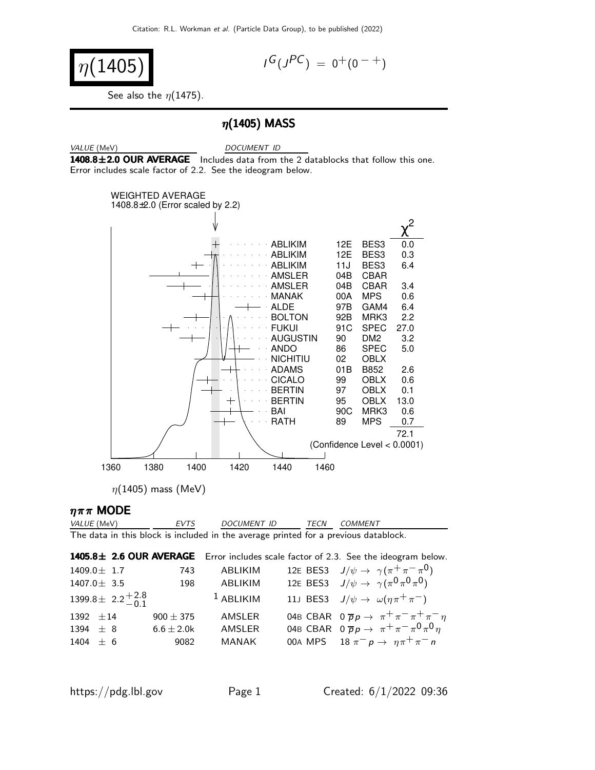Citation: R.L. Workman et al. (Particle Data Group), to be published (2022)

# $\eta(1405)$

$I^G(J^{PC}) = 0^+(0^{-+})$

See also the $\eta(1475)$.

## $\eta(1405)$ MASS

| VALUE (MeV) | DOCUMENT ID |
|---|---|
| **1408.8±2.0 OUR AVERAGE** | Includes data from the 2 datablocks that follow this one. Error includes scale factor of 2.2. See the ideogram below. |

WEIGHTED AVERAGE
1408.8±2.0 (Error scaled by 2.2)

| | | | $\chi^2$ |
|---|---|---|---|
| ABLIKIM | 12E | BES3 | 0.0 |
| ABLIKIM | 12E | BES3 | 0.3 |
| ABLIKIM | 11J | BES3 | 6.4 |
| AMSLER | 04B | CBAR | |
| AMSLER | 04B | CBAR | 3.4 |
| MANAK | 00A | MPS | 0.6 |
| ALDE | 97B | GAM4 | 6.4 |
| BOLTON | 92B | MRK3 | 2.2 |
| FUKUI | 91C | SPEC | 27.0 |
| AUGUSTIN | 90 | DM2 | 3.2 |
| ANDO | 86 | SPEC | 5.0 |
| NICHITIU | 02 | OBLX | |
| ADAMS | 01B | B852 | 2.6 |
| CICALO | 99 | OBLX | 0.6 |
| BERTIN | 97 | OBLX | 0.1 |
| BERTIN | 95 | OBLX | 13.0 |
| BAI | 90C | MRK3 | 0.6 |
| RATH | 89 | MPS | 0.7 |
| | | | 72.1 |

(Confidence Level < 0.0001)

$\eta(1405)$ mass (MeV)

### $\eta\pi\pi$ MODE

The data in this block is included in the average printed for a previous datablock.

| VALUE (MeV) | EVTS | DOCUMENT ID | TECN | COMMENT |
|---|---|---|---|---|
| **1405.8± 2.6 OUR AVERAGE** | Error includes scale factor of 2.3. See the ideogram below. | | | |
| 1409.0± 1.7 | 743 | ABLIKIM | 12E BES3 | $J/\psi \to \gamma(\pi^+\pi^-\pi^0)$ |
| 1407.0± 3.5 | 198 | ABLIKIM | 12E BES3 | $J/\psi \to \gamma(\pi^0\pi^0\pi^0)$ |
| $1399.8\pm 2.2^{+2.8}_{-0.1}$ | | [1] ABLIKIM | 11J BES3 | $J/\psi \to \omega(\eta\pi^+\pi^-)$ |
| 1392 ±14 | 900 ± 375 | AMSLER | 04B CBAR | $0\ \overline{p}p \to \pi^+\pi^-\pi^+\pi^-\eta$ |
| 1394 ± 8 | 6.6 ± 2.0k | AMSLER | 04B CBAR | $0\ \overline{p}p \to \pi^+\pi^-\pi^0\pi^0\eta$ |
| 1404 ± 6 | 9082 | MANAK | 00A MPS | $18\ \pi^-p \to \eta\pi^+\pi^-n$ |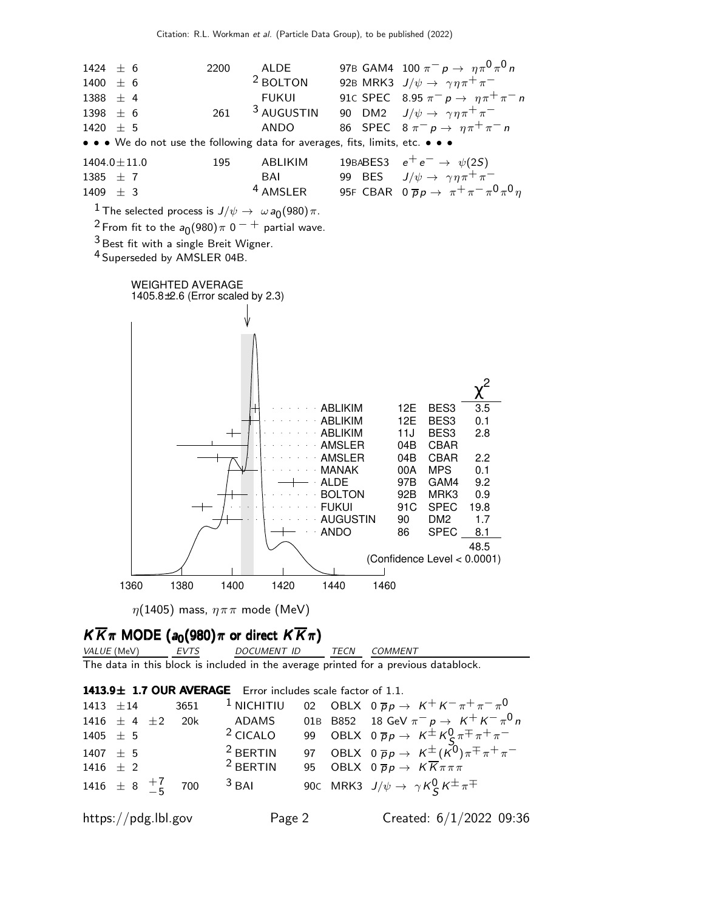| VALUE (MeV) | EVTS | DOCUMENT ID | | TECN | COMMENT |
|---|---|---|---|---|---|
| 1424 ± 6 | 2200 | ALDE | 97B | GAM4 | 100 $\pi^- p \to \eta \pi^0 \pi^0 n$ |
| 1400 ± 6 | | [2] BOLTON | 92B | MRK3 | $J/\psi \to \gamma \eta \pi^+ \pi^-$ |
| 1388 ± 4 | | FUKUI | 91C | SPEC | 8.95 $\pi^- p \to \eta \pi^+ \pi^- n$ |
| 1398 ± 6 | 261 | [3] AUGUSTIN | 90 | DM2 | $J/\psi \to \gamma \eta \pi^+ \pi^-$ |
| 1420 ± 5 | | ANDO | 86 | SPEC | 8 $\pi^- p \to \eta \pi^+ \pi^- n$ |

• • • We do not use the following data for averages, fits, limits, etc. • • •

| | | | | | |
|---|---|---|---|---|---|
| 1404.0±11.0 | 195 | ABLIKIM | 19BA | BES3 | $e^+ e^- \to \psi(2S)$ |
| 1385 ± 7 | | BAI | 99 | BES | $J/\psi \to \gamma \eta \pi^+ \pi^-$ |
| 1409 ± 3 | | [4] AMSLER | 95F | CBAR | 0 $\overline{p} p \to \pi^+ \pi^- \pi^0 \pi^0 \eta$ |

[1] The selected process is $J/\psi \to \omega a_0(980) \pi$.

[2] From fit to the $a_0(980) \pi$ $0^{-+}$ partial wave.

[3] Best fit with a single Breit Wigner.

[4] Superseded by AMSLER 04B.

WEIGHTED AVERAGE
1405.8±2.6 (Error scaled by 2.3)

| | | | $\chi^2$ |
|---|---|---|---|
| ABLIKIM | 12E | BES3 | 3.5 |
| ABLIKIM | 12E | BES3 | 0.1 |
| ABLIKIM | 11J | BES3 | 2.8 |
| AMSLER | 04B | CBAR | |
| AMSLER | 04B | CBAR | 2.2 |
| MANAK | 00A | MPS | 0.1 |
| ALDE | 97B | GAM4 | 9.2 |
| BOLTON | 92B | MRK3 | 0.9 |
| FUKUI | 91C | SPEC | 19.8 |
| AUGUSTIN | 90 | DM2 | 1.7 |
| ANDO | 86 | SPEC | 8.1 |
| | | | 48.5 |

(Confidence Level < 0.0001)

$\eta(1405)$ mass, $\eta\pi\pi$ mode (MeV)

## $K\overline{K}\pi$ MODE ($a_0(980)\pi$ or direct $K\overline{K}\pi$)

The data in this block is included in the average printed for a previous datablock.

**1413.9± 1.7 OUR AVERAGE** Error includes scale factor of 1.1.

| VALUE (MeV) | EVTS | DOCUMENT ID | | TECN | COMMENT |
|---|---|---|---|---|---|
| 1413 ±14 | 3651 | [1] NICHITIU | 02 | OBLX | 0 $\overline{p} p \to K^+ K^- \pi^+ \pi^- \pi^0$ |
| 1416 ± 4 ±2 | 20k | ADAMS | 01B | B852 | 18 GeV $\pi^- p \to K^+ K^- \pi^0 n$ |
| 1405 ± 5 | | [2] CICALO | 99 | OBLX | 0 $\overline{p} p \to K^\pm K^0_S \pi^\mp \pi^+ \pi^-$ |
| 1407 ± 5 | | [2] BERTIN | 97 | OBLX | 0 $\overline{p} p \to K^\pm (K^0) \pi^\mp \pi^+ \pi^-$ |
| 1416 ± 2 | | [2] BERTIN | 95 | OBLX | 0 $\overline{p} p \to K \overline{K} \pi \pi \pi$ |
| 1416 ± 8 $^{+7}_{-5}$ | 700 | [3] BAI | 90C | MRK3 | $J/\psi \to \gamma K^0_S K^\pm \pi^\mp$ |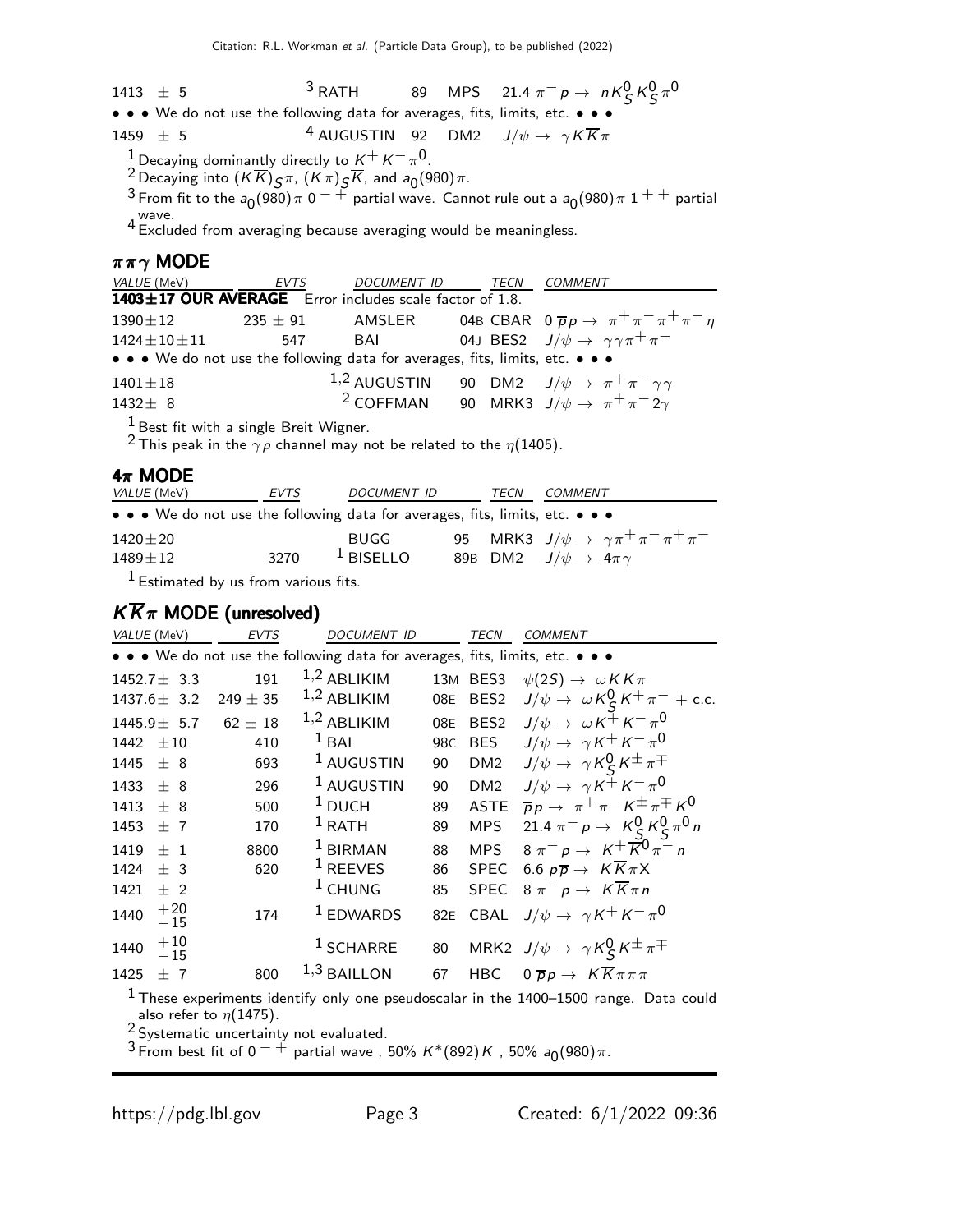| VALUE (MeV) | EVTS | DOCUMENT ID | | TECN | COMMENT |
|---|---|---|---|---|---|
| 1413 ± 5 | | [3] RATH | 89 | MPS | 21.4 $\pi^- p \to n K_S^0 K_S^0 \pi^0$ |
| • • • We do not use the following data for averages, fits, limits, etc. • • • | | | | | |
| 1459 ± 5 | | [4] AUGUSTIN | 92 | DM2 | $J/\psi \to \gamma K \overline{K} \pi$ |

[1] Decaying dominantly directly to $K^+ K^- \pi^0$.
[2] Decaying into $(K\overline{K})_S \pi$, $(K\pi)_S \overline{K}$, and $a_0(980)\pi$.
[3] From fit to the $a_0(980)\pi$ $0^{-+}$ partial wave. Cannot rule out a $a_0(980)\pi$ $1^{++}$ partial wave.
[4] Excluded from averaging because averaging would be meaningless.

## $\pi\pi\gamma$ MODE

| VALUE (MeV) | EVTS | DOCUMENT ID | | TECN | COMMENT |
|---|---|---|---|---|---|
| **1403±17 OUR AVERAGE** | Error includes scale factor of 1.8. | | | | |
| 1390±12 | 235 ± 91 | AMSLER | 04B | CBAR | $0\ \overline{p}p \to \pi^+\pi^-\pi^+\pi^-\eta$ |
| 1424±10±11 | 547 | BAI | 04J | BES2 | $J/\psi \to \gamma\gamma\pi^+\pi^-$ |
| • • • We do not use the following data for averages, fits, limits, etc. • • • | | | | | |
| 1401±18 | | [1,2] AUGUSTIN | 90 | DM2 | $J/\psi \to \pi^+\pi^-\gamma\gamma$ |
| 1432± 8 | | [2] COFFMAN | 90 | MRK3 | $J/\psi \to \pi^+\pi^- 2\gamma$ |

[1] Best fit with a single Breit Wigner.
[2] This peak in the $\gamma\rho$ channel may not be related to the $\eta(1405)$.

## $4\pi$ MODE

| VALUE (MeV) | EVTS | DOCUMENT ID | | TECN | COMMENT |
|---|---|---|---|---|---|
| • • • We do not use the following data for averages, fits, limits, etc. • • • | | | | | |
| 1420±20 | | BUGG | 95 | MRK3 | $J/\psi \to \gamma\pi^+\pi^-\pi^+\pi^-$ |
| 1489±12 | 3270 | [1] BISELLO | 89B | DM2 | $J/\psi \to 4\pi\gamma$ |

[1] Estimated by us from various fits.

## $K\overline{K}\pi$ MODE (unresolved)

| VALUE (MeV) | EVTS | DOCUMENT ID | | TECN | COMMENT |
|---|---|---|---|---|---|
| • • • We do not use the following data for averages, fits, limits, etc. • • • | | | | | |
| 1452.7± 3.3 | 191 | [1,2] ABLIKIM | 13M | BES3 | $\psi(2S) \to \omega K K \pi$ |
| 1437.6± 3.2 | 249 ± 35 | [1,2] ABLIKIM | 08E | BES2 | $J/\psi \to \omega K_S^0 K^+ \pi^-$ + c.c. |
| 1445.9± 5.7 | 62 ± 18 | [1,2] ABLIKIM | 08E | BES2 | $J/\psi \to \omega K^+ K^- \pi^0$ |
| 1442 ±10 | 410 | [1] BAI | 98C | BES | $J/\psi \to \gamma K^+ K^- \pi^0$ |
| 1445 ± 8 | 693 | [1] AUGUSTIN | 90 | DM2 | $J/\psi \to \gamma K_S^0 K^\pm \pi^\mp$ |
| 1433 ± 8 | 296 | [1] AUGUSTIN | 90 | DM2 | $J/\psi \to \gamma K^+ K^- \pi^0$ |
| 1413 ± 8 | 500 | [1] DUCH | 89 | ASTE | $\overline{p}p \to \pi^+\pi^- K^\pm \pi^\mp K^0$ |
| 1453 ± 7 | 170 | [1] RATH | 89 | MPS | 21.4 $\pi^- p \to K_S^0 K_S^0 \pi^0 n$ |
| 1419 ± 1 | 8800 | [1] BIRMAN | 88 | MPS | 8 $\pi^- p \to K^+ \overline{K}^0 \pi^- n$ |
| 1424 ± 3 | 620 | [1] REEVES | 86 | SPEC | 6.6 $p\overline{p} \to K\overline{K}\pi X$ |
| 1421 ± 2 | | [1] CHUNG | 85 | SPEC | 8 $\pi^- p \to K\overline{K}\pi n$ |
| 1440 $^{+20}_{-15}$ | 174 | [1] EDWARDS | 82E | CBAL | $J/\psi \to \gamma K^+ K^- \pi^0$ |
| 1440 $^{+10}_{-15}$ | | [1] SCHARRE | 80 | MRK2 | $J/\psi \to \gamma K_S^0 K^\pm \pi^\mp$ |
| 1425 ± 7 | 800 | [1,3] BAILLON | 67 | HBC | $0\ \overline{p}p \to K\overline{K}\pi\pi\pi$ |

[1] These experiments identify only one pseudoscalar in the 1400–1500 range. Data could also refer to $\eta(1475)$.
[2] Systematic uncertainty not evaluated.
[3] From best fit of $0^{-+}$ partial wave , 50% $K^*(892)K$ , 50% $a_0(980)\pi$.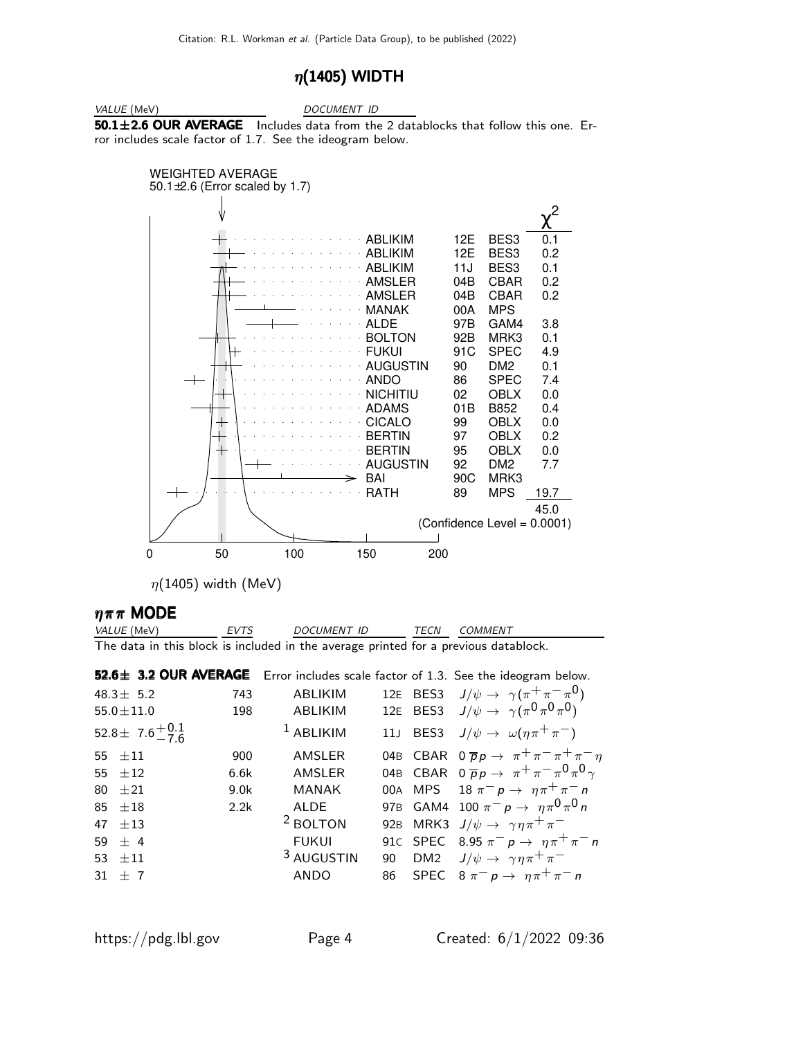# $\eta(1405)$ WIDTH

| VALUE (MeV) | DOCUMENT ID |
|---|---|

**50.1±2.6 OUR AVERAGE** Includes data from the 2 datablocks that follow this one. Error includes scale factor of 1.7. See the ideogram below.

WEIGHTED AVERAGE
50.1±2.6 (Error scaled by 1.7)

| Document ID | | TECN | $\chi^2$ |
|---|---|---|---|
| ABLIKIM | 12E | BES3 | 0.1 |
| ABLIKIM | 12E | BES3 | 0.2 |
| ABLIKIM | 11J | BES3 | 0.1 |
| AMSLER | 04B | CBAR | 0.2 |
| AMSLER | 04B | CBAR | 0.2 |
| MANAK | 00A | MPS | |
| ALDE | 97B | GAM4 | 3.8 |
| BOLTON | 92B | MRK3 | 0.1 |
| FUKUI | 91C | SPEC | 4.9 |
| AUGUSTIN | 90 | DM2 | 0.1 |
| ANDO | 86 | SPEC | 7.4 |
| NICHITIU | 02 | OBLX | 0.0 |
| ADAMS | 01B | B852 | 0.4 |
| CICALO | 99 | OBLX | 0.0 |
| BERTIN | 97 | OBLX | 0.2 |
| BERTIN | 95 | OBLX | 0.0 |
| AUGUSTIN | 92 | DM2 | 7.7 |
| BAI | 90C | MRK3 | |
| RATH | 89 | MPS | 19.7 |
| | | | 45.0 |

(Confidence Level = 0.0001)

$\eta(1405)$ width (MeV)

## $\eta\pi\pi$ MODE

| VALUE (MeV) | EVTS | DOCUMENT ID | | TECN | COMMENT |
|---|---|---|---|---|---|

The data in this block is included in the average printed for a previous datablock.

**52.6± 3.2 OUR AVERAGE** Error includes scale factor of 1.3. See the ideogram below.

| VALUE (MeV) | EVTS | DOCUMENT ID | | TECN | COMMENT |
|---|---|---|---|---|---|
| $48.3\pm\ 5.2$ | 743 | ABLIKIM | 12E | BES3 | $J/\psi \to \gamma(\pi^+\pi^-\pi^0)$ |
| $55.0\pm11.0$ | 198 | ABLIKIM | 12E | BES3 | $J/\psi \to \gamma(\pi^0\pi^0\pi^0)$ |
| $52.8\pm\ 7.6^{+0.1}_{-7.6}$ | | [1] ABLIKIM | 11J | BES3 | $J/\psi \to \omega(\eta\pi^+\pi^-)$ |
| $55\ \pm11$ | 900 | AMSLER | 04B | CBAR | $0\ \overline{p}p \to \pi^+\pi^-\pi^+\pi^-\eta$ |
| $55\ \pm12$ | 6.6k | AMSLER | 04B | CBAR | $0\ \overline{p}p \to \pi^+\pi^-\pi^0\pi^0\gamma$ |
| $80\ \pm21$ | 9.0k | MANAK | 00A | MPS | $18\ \pi^-p \to \eta\pi^+\pi^-n$ |
| $85\ \pm18$ | 2.2k | ALDE | 97B | GAM4 | $100\ \pi^-p \to \eta\pi^0\pi^0n$ |
| $47\ \pm13$ | | [2] BOLTON | 92B | MRK3 | $J/\psi \to \gamma\eta\pi^+\pi^-$ |
| $59\ \pm\ 4$ | | FUKUI | 91C | SPEC | $8.95\ \pi^-p \to \eta\pi^+\pi^-n$ |
| $53\ \pm11$ | | [3] AUGUSTIN | 90 | DM2 | $J/\psi \to \gamma\eta\pi^+\pi^-$ |
| $31\ \pm\ 7$ | | ANDO | 86 | SPEC | $8\ \pi^-p \to \eta\pi^+\pi^-n$ |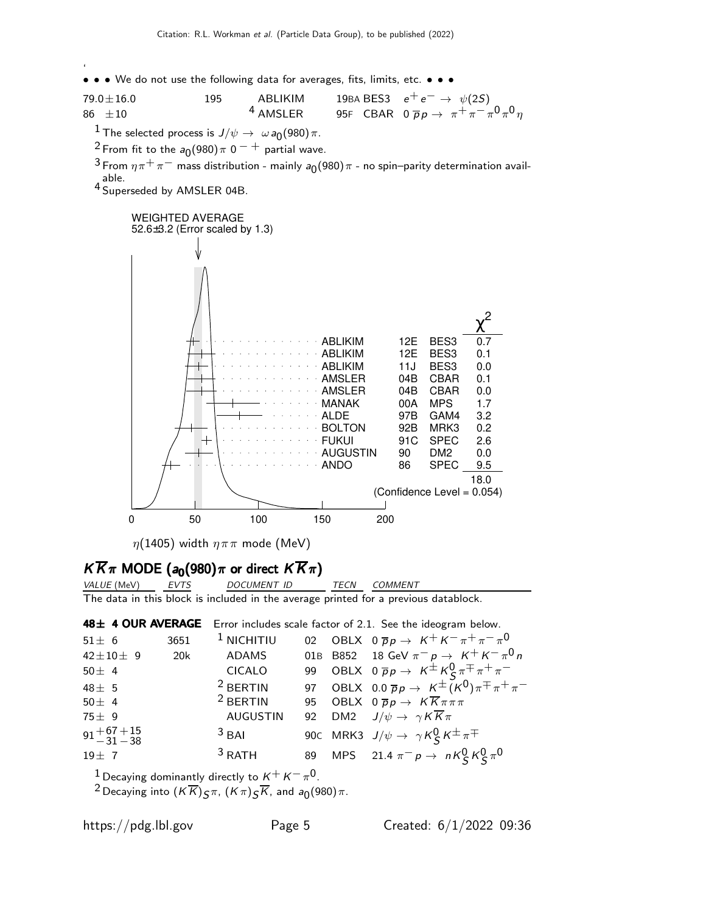• • • We do not use the following data for averages, fits, limits, etc. • • •

| VALUE (MeV) | EVTS | DOCUMENT ID | | TECN | COMMENT |
|---|---|---|---|---|---|
| 79.0±16.0 | 195 | ABLIKIM | 19BA | BES3 | $e^+e^- \to \psi(2S)$ |
| 86 ±10 | | [4] AMSLER | 95F | CBAR | $0\ \overline{p}p \to \pi^+\pi^-\pi^0\pi^0\eta$ |

[1] The selected process is $J/\psi \to \omega a_0(980)\pi$.

[2] From fit to the $a_0(980)\pi\ 0^{-+}$ partial wave.

[3] From $\eta\pi^+\pi^-$ mass distribution - mainly $a_0(980)\pi$ - no spin–parity determination available.

[4] Superseded by AMSLER 04B.

WEIGHTED AVERAGE
52.6±3.2 (Error scaled by 1.3)

| | | | $\chi^2$ |
|---|---|---|---|
| ABLIKIM | 12E | BES3 | 0.7 |
| ABLIKIM | 12E | BES3 | 0.1 |
| ABLIKIM | 11J | BES3 | 0.0 |
| AMSLER | 04B | CBAR | 0.1 |
| AMSLER | 04B | CBAR | 0.0 |
| MANAK | 00A | MPS | 1.7 |
| ALDE | 97B | GAM4 | 3.2 |
| BOLTON | 92B | MRK3 | 0.2 |
| FUKUI | 91C | SPEC | 2.6 |
| AUGUSTIN | 90 | DM2 | 0.0 |
| ANDO | 86 | SPEC | 9.5 |
| | | | 18.0 |

(Confidence Level = 0.054)

$\eta(1405)$ width $\eta\pi\pi$ mode (MeV)

## $K\overline{K}\pi$ MODE ($a_0(980)\pi$ or direct $K\overline{K}\pi$)

The data in this block is included in the average printed for a previous datablock.

**48± 4 OUR AVERAGE** Error includes scale factor of 2.1. See the ideogram below.

| VALUE (MeV) | EVTS | DOCUMENT ID | | TECN | COMMENT |
|---|---|---|---|---|---|
| 51± 6 | 3651 | [1] NICHITIU | 02 | OBLX | $0\ \overline{p}p \to K^+K^-\pi^+\pi^-\pi^0$ |
| 42±10± 9 | 20k | ADAMS | 01B | B852 | 18 GeV $\pi^-p \to K^+K^-\pi^0 n$ |
| 50± 4 | | CICALO | 99 | OBLX | $0\ \overline{p}p \to K^\pm K^0_S \pi^\mp\pi^+\pi^-$ |
| 48± 5 | | [2] BERTIN | 97 | OBLX | $0.0\ \overline{p}p \to K^\pm(K^0)\pi^\mp\pi^+\pi^-$ |
| 50± 4 | | [2] BERTIN | 95 | OBLX | $0\ \overline{p}p \to K\overline{K}\pi\pi\pi$ |
| 75± 9 | | AUGUSTIN | 92 | DM2 | $J/\psi \to \gamma K\overline{K}\pi$ |
| $91^{+67}_{-31}{}^{+15}_{-38}$ | | [3] BAI | 90C | MRK3 | $J/\psi \to \gamma K^0_S K^\pm\pi^\mp$ |
| 19± 7 | | [3] RATH | 89 | MPS | $21.4\ \pi^-p \to nK^0_S K^0_S\pi^0$ |

[1] Decaying dominantly directly to $K^+K^-\pi^0$.

[2] Decaying into $(K\overline{K})_S\pi$, $(K\pi)_S\overline{K}$, and $a_0(980)\pi$.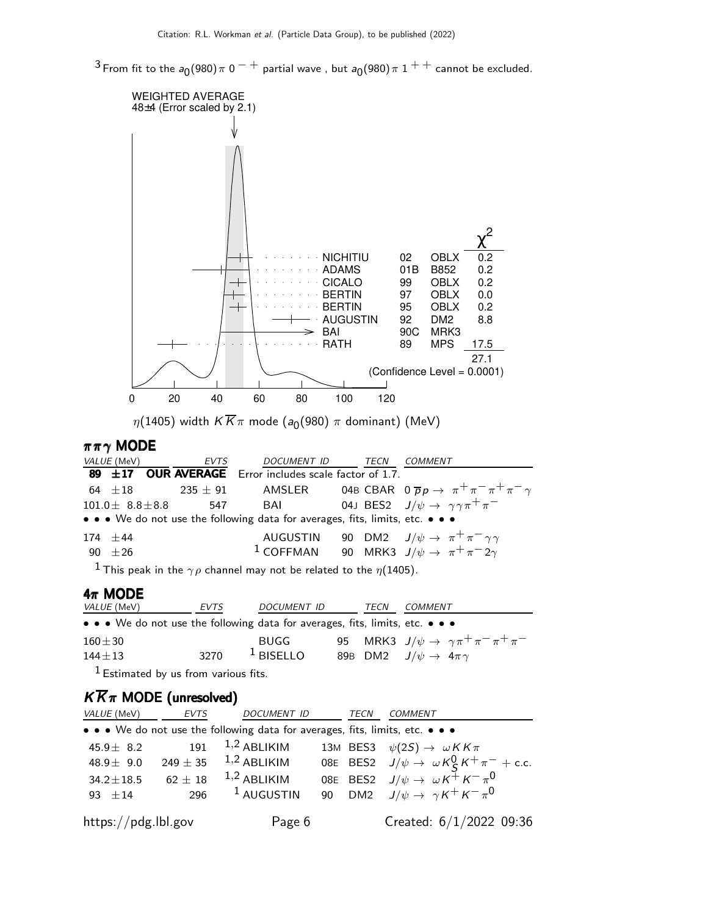[3] From fit to the $a_0(980)\pi$ $0^{-+}$ partial wave , but $a_0(980)\pi$ $1^{++}$ cannot be excluded.

WEIGHTED AVERAGE
48±4 (Error scaled by 2.1)

| | | | $\chi^2$ |
|---|---|---|---|
| NICHITIU | 02 | OBLX | 0.2 |
| ADAMS | 01B | B852 | 0.2 |
| CICALO | 99 | OBLX | 0.2 |
| BERTIN | 97 | OBLX | 0.0 |
| BERTIN | 95 | OBLX | 0.2 |
| AUGUSTIN | 92 | DM2 | 8.8 |
| BAI | 90C | MRK3 | |
| RATH | 89 | MPS | 17.5 |
| | | | 27.1 |

(Confidence Level = 0.0001)

$\eta(1405)$ width $K\overline{K}\pi$ mode ($a_0(980)$ $\pi$ dominant) (MeV)

## $\pi\pi\gamma$ MODE

| VALUE (MeV) | EVTS | DOCUMENT ID | | TECN | COMMENT |
|---|---|---|---|---|---|
| **89 ±17** | **OUR AVERAGE** | Error includes scale factor of 1.7. | | | |
| 64 ±18 | 235 ± 91 | AMSLER | 04B | CBAR | $0\ \overline{p}p \rightarrow \pi^+\pi^-\pi^+\pi^-\gamma$ |
| 101.0± 8.8±8.8 | 547 | BAI | 04J | BES2 | $J/\psi \rightarrow \gamma\gamma\pi^+\pi^-$ |
| • • • We do not use the following data for averages, fits, limits, etc. • • • | | | | | |
| 174 ±44 | | AUGUSTIN | 90 | DM2 | $J/\psi \rightarrow \pi^+\pi^-\gamma\gamma$ |
| 90 ±26 | | [1] COFFMAN | 90 | MRK3 | $J/\psi \rightarrow \pi^+\pi^- 2\gamma$ |

[1] This peak in the $\gamma\rho$ channel may not be related to the $\eta(1405)$.

## $4\pi$ MODE

| VALUE (MeV) | EVTS | DOCUMENT ID | | TECN | COMMENT |
|---|---|---|---|---|---|
| • • • We do not use the following data for averages, fits, limits, etc. • • • | | | | | |
| 160±30 | | BUGG | 95 | MRK3 | $J/\psi \rightarrow \gamma\pi^+\pi^-\pi^+\pi^-$ |
| 144±13 | 3270 | [1] BISELLO | 89B | DM2 | $J/\psi \rightarrow 4\pi\gamma$ |

[1] Estimated by us from various fits.

## $K\overline{K}\pi$ MODE (unresolved)

| VALUE (MeV) | EVTS | DOCUMENT ID | | TECN | COMMENT |
|---|---|---|---|---|---|
| • • • We do not use the following data for averages, fits, limits, etc. • • • | | | | | |
| 45.9± 8.2 | 191 | [1,2] ABLIKIM | 13M | BES3 | $\psi(2S) \rightarrow \omega K K\pi$ |
| 48.9± 9.0 | 249 ± 35 | [1,2] ABLIKIM | 08E | BES2 | $J/\psi \rightarrow \omega K^0_S K^+\pi^-$ + c.c. |
| 34.2±18.5 | 62 ± 18 | [1,2] ABLIKIM | 08E | BES2 | $J/\psi \rightarrow \omega K^+K^-\pi^0$ |
| 93 ±14 | 296 | [1] AUGUSTIN | 90 | DM2 | $J/\psi \rightarrow \gamma K^+K^-\pi^0$ |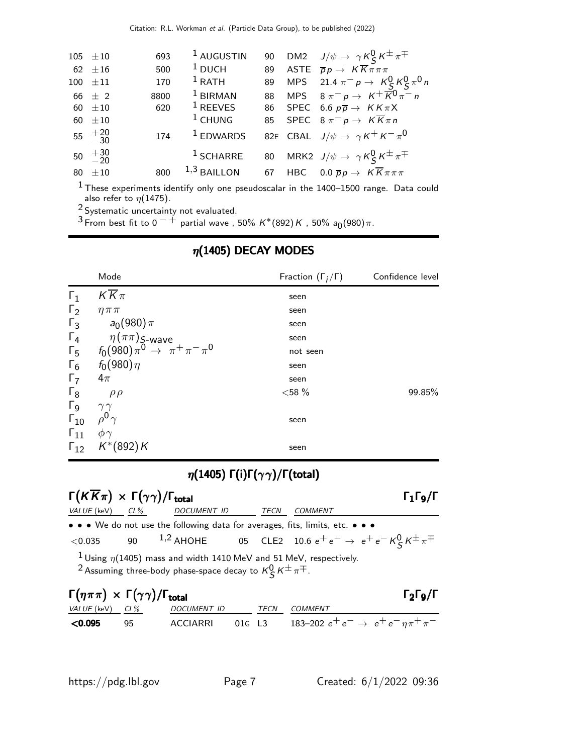| | | | | | |
|---|---|---|---|---|---|
| 105 $\pm 10$ | 693 | [1] AUGUSTIN | 90 | DM2 | $J/\psi \to \gamma K^0_S K^\pm \pi^\mp$ |
| 62 $\pm 16$ | 500 | [1] DUCH | 89 | ASTE | $\overline{p}p \to K\overline{K}\pi\pi\pi$ |
| 100 $\pm 11$ | 170 | [1] RATH | 89 | MPS | 21.4 $\pi^- p \to K^0_S K^0_S \pi^0 n$ |
| 66 $\pm$ 2 | 8800 | [1] BIRMAN | 88 | MPS | 8 $\pi^- p \to K^+ \overline{K}^0 \pi^- n$ |
| 60 $\pm 10$ | 620 | [1] REEVES | 86 | SPEC | 6.6 $p\overline{p} \to K K \pi X$ |
| 60 $\pm 10$ | | [1] CHUNG | 85 | SPEC | 8 $\pi^- p \to K\overline{K}\pi n$ |
| 55 $^{+20}_{-30}$ | 174 | [1] EDWARDS | 82E | CBAL | $J/\psi \to \gamma K^+ K^- \pi^0$ |
| 50 $^{+30}_{-20}$ | | [1] SCHARRE | 80 | MRK2 | $J/\psi \to \gamma K^0_S K^\pm \pi^\mp$ |
| 80 $\pm 10$ | 800 | [1,3] BAILLON | 67 | HBC | 0.0 $\overline{p}p \to K\overline{K}\pi\pi\pi$ |

[1] These experiments identify only one pseudoscalar in the 1400–1500 range. Data could also refer to $\eta(1475)$.

[2] Systematic uncertainty not evaluated.

[3] From best fit to $0^{-+}$ partial wave , 50% $K^*(892)K$ , 50% $a_0(980)\pi$.

## $\eta(1405)$ DECAY MODES

| | Mode | Fraction $(\Gamma_i/\Gamma)$ | Confidence level |
|---|---|---|---|
| $\Gamma_1$ | $K\overline{K}\pi$ | seen | |
| $\Gamma_2$ | $\eta\pi\pi$ | seen | |
| $\Gamma_3$ | $a_0(980)\pi$ | seen | |
| $\Gamma_4$ | $\eta(\pi\pi)_{S\text{-wave}}$ | seen | |
| $\Gamma_5$ | $f_0(980)\pi^0 \to \pi^+\pi^-\pi^0$ | not seen | |
| $\Gamma_6$ | $f_0(980)\eta$ | seen | |
| $\Gamma_7$ | $4\pi$ | seen | |
| $\Gamma_8$ | $\rho\rho$ | <58 % | 99.85% |
| $\Gamma_9$ | $\gamma\gamma$ | | |
| $\Gamma_{10}$ | $\rho^0\gamma$ | seen | |
| $\Gamma_{11}$ | $\phi\gamma$ | | |
| $\Gamma_{12}$ | $K^*(892)K$ | seen | |

## $\eta(1405)$ $\Gamma(i)\Gamma(\gamma\gamma)/\Gamma(\text{total})$

### $\Gamma(K\overline{K}\pi) \times \Gamma(\gamma\gamma)/\Gamma_{\text{total}}$ — $\Gamma_1\Gamma_9/\Gamma$

| VALUE (keV) | CL% | DOCUMENT ID | | TECN | COMMENT |
|---|---|---|---|---|---|
| • • • We do not use the following data for averages, fits, limits, etc. • • • | | | | | |
| <0.035 | 90 | [1,2] AHOHE | 05 | CLE2 | 10.6 $e^+e^- \to e^+e^- K^0_S K^\pm \pi^\mp$ |

[1] Using $\eta(1405)$ mass and width 1410 MeV and 51 MeV, respectively.

[2] Assuming three-body phase-space decay to $K^0_S K^\pm \pi^\mp$.

### $\Gamma(\eta\pi\pi) \times \Gamma(\gamma\gamma)/\Gamma_{\text{total}}$ — $\Gamma_2\Gamma_9/\Gamma$

| VALUE (keV) | CL% | DOCUMENT ID | | TECN | COMMENT |
|---|---|---|---|---|---|
| **<0.095** | 95 | ACCIARRI | 01G | L3 | 183–202 $e^+e^- \to e^+e^-\eta\pi^+\pi^-$ |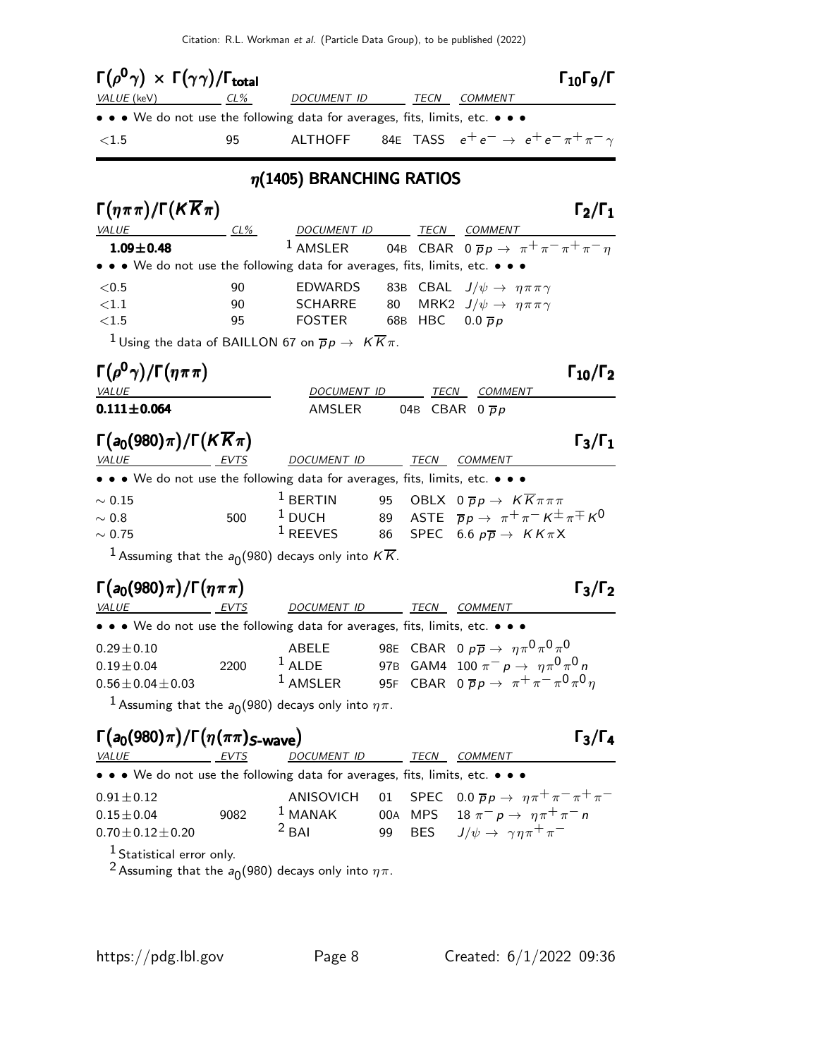### $\Gamma(\rho^0\gamma) \times \Gamma(\gamma\gamma)/\Gamma_{total}$ — $\Gamma_{10}\Gamma_9/\Gamma$

| VALUE (keV) | CL% | DOCUMENT ID | | TECN | COMMENT |
|---|---|---|---|---|---|
| • • • We do not use the following data for averages, fits, limits, etc. • • • | | | | | |
| $<1.5$ | 95 | ALTHOFF | 84E | TASS | $e^+e^- \rightarrow e^+e^-\pi^+\pi^-\gamma$ |

## $\eta(1405)$ BRANCHING RATIOS

### $\Gamma(\eta\pi\pi)/\Gamma(K\overline{K}\pi)$ — $\Gamma_2/\Gamma_1$

| VALUE | CL% | DOCUMENT ID | | TECN | COMMENT |
|---|---|---|---|---|---|
| **1.09±0.48** | | [1] AMSLER | 04B | CBAR | $0\ \overline{p}p \rightarrow \pi^+\pi^-\pi^+\pi^-\eta$ |
| • • • We do not use the following data for averages, fits, limits, etc. • • • | | | | | |
| $<0.5$ | 90 | EDWARDS | 83B | CBAL | $J/\psi \rightarrow \eta\pi\pi\gamma$ |
| $<1.1$ | 90 | SCHARRE | 80 | MRK2 | $J/\psi \rightarrow \eta\pi\pi\gamma$ |
| $<1.5$ | 95 | FOSTER | 68B | HBC | $0.0\ \overline{p}p$ |

[1] Using the data of BAILLON 67 on $\overline{p}p \rightarrow K\overline{K}\pi$.

### $\Gamma(\rho^0\gamma)/\Gamma(\eta\pi\pi)$ — $\Gamma_{10}/\Gamma_2$

| VALUE | DOCUMENT ID | | TECN | COMMENT |
|---|---|---|---|---|
| **0.111±0.064** | AMSLER | 04B | CBAR | $0\ \overline{p}p$ |

### $\Gamma(a_0(980)\pi)/\Gamma(K\overline{K}\pi)$ — $\Gamma_3/\Gamma_1$

| VALUE | EVTS | DOCUMENT ID | | TECN | COMMENT |
|---|---|---|---|---|---|
| • • • We do not use the following data for averages, fits, limits, etc. • • • | | | | | |
| $\sim 0.15$ | | [1] BERTIN | 95 | OBLX | $0\ \overline{p}p \rightarrow K\overline{K}\pi\pi\pi$ |
| $\sim 0.8$ | 500 | [1] DUCH | 89 | ASTE | $\overline{p}p \rightarrow \pi^+\pi^-K^\pm\pi^\mp K^0$ |
| $\sim 0.75$ | | [1] REEVES | 86 | SPEC | $6.6\ p\overline{p} \rightarrow KK\pi X$ |

[1] Assuming that the $a_0(980)$ decays only into $K\overline{K}$.

### $\Gamma(a_0(980)\pi)/\Gamma(\eta\pi\pi)$ — $\Gamma_3/\Gamma_2$

| VALUE | EVTS | DOCUMENT ID | | TECN | COMMENT |
|---|---|---|---|---|---|
| • • • We do not use the following data for averages, fits, limits, etc. • • • | | | | | |
| $0.29\pm0.10$ | | ABELE | 98E | CBAR | $0\ p\overline{p} \rightarrow \eta\pi^0\pi^0\pi^0$ |
| $0.19\pm0.04$ | 2200 | [1] ALDE | 97B | GAM4 | $100\ \pi^-p \rightarrow \eta\pi^0\pi^0 n$ |
| $0.56\pm0.04\pm0.03$ | | [1] AMSLER | 95F | CBAR | $0\ \overline{p}p \rightarrow \pi^+\pi^-\pi^0\pi^0\eta$ |

[1] Assuming that the $a_0(980)$ decays only into $\eta\pi$.

### $\Gamma(a_0(980)\pi)/\Gamma(\eta(\pi\pi)_{S\text{-wave}})$ — $\Gamma_3/\Gamma_4$

| VALUE | EVTS | DOCUMENT ID | | TECN | COMMENT |
|---|---|---|---|---|---|
| • • • We do not use the following data for averages, fits, limits, etc. • • • | | | | | |
| $0.91\pm0.12$ | | ANISOVICH | 01 | SPEC | $0.0\ \overline{p}p \rightarrow \eta\pi^+\pi^-\pi^+\pi^-$ |
| $0.15\pm0.04$ | 9082 | [1] MANAK | 00A | MPS | $18\ \pi^-p \rightarrow \eta\pi^+\pi^- n$ |
| $0.70\pm0.12\pm0.20$ | | [2] BAI | 99 | BES | $J/\psi \rightarrow \gamma\eta\pi^+\pi^-$ |

[1] Statistical error only.

[2] Assuming that the $a_0(980)$ decays only into $\eta\pi$.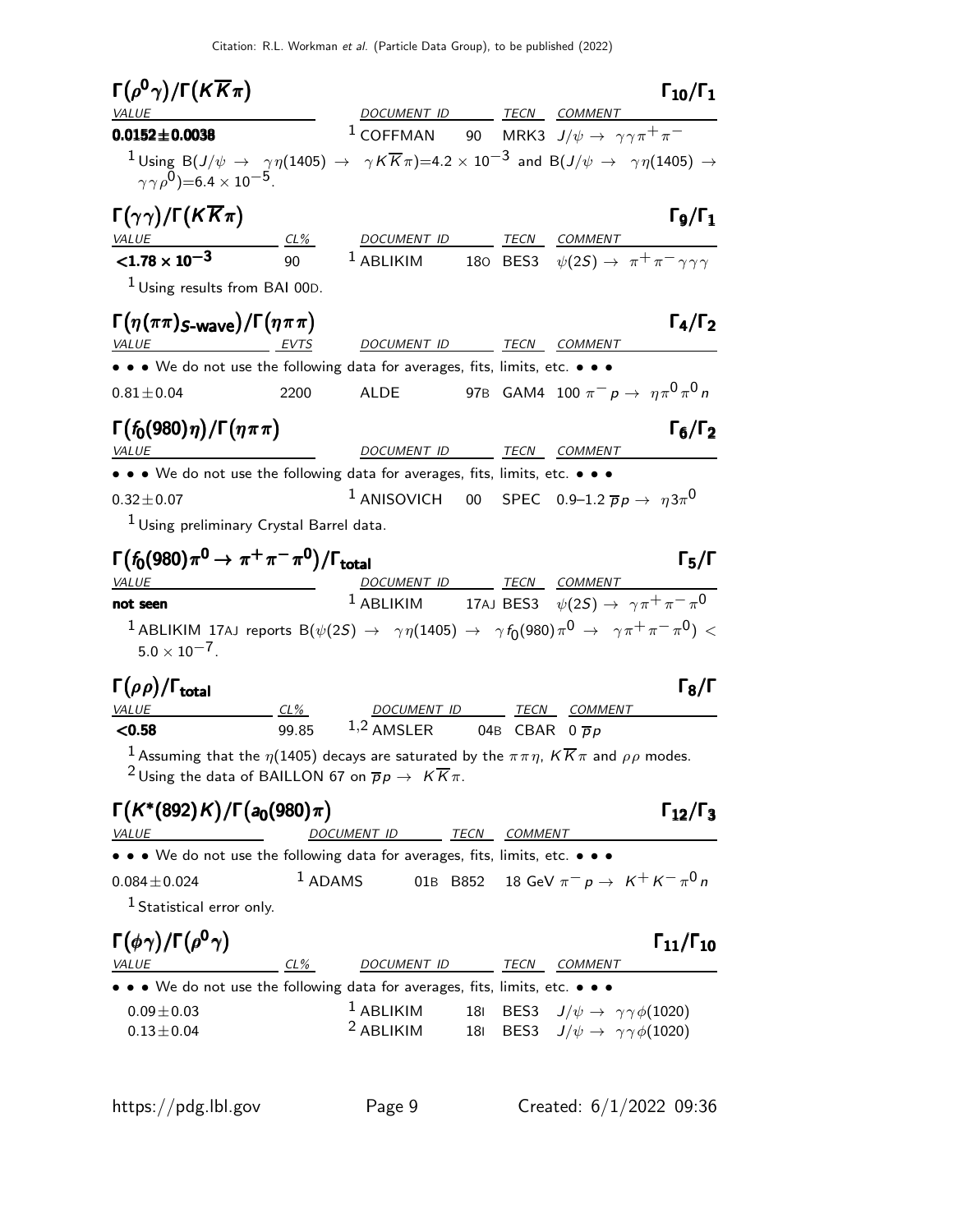### $\Gamma(\rho^0\gamma)/\Gamma(K\overline{K}\pi)$ — $\Gamma_{10}/\Gamma_1$

| VALUE | DOCUMENT ID | | TECN | COMMENT |
|---|---|---|---|---|
| **0.0152±0.0038** | [1] COFFMAN | 90 | MRK3 | $J/\psi \to \gamma\gamma\pi^+\pi^-$ |

[1] Using $B(J/\psi \to \gamma\eta(1405) \to \gamma K\overline{K}\pi)=4.2 \times 10^{-3}$ and $B(J/\psi \to \gamma\eta(1405) \to \gamma\gamma\rho^0)=6.4 \times 10^{-5}$.

### $\Gamma(\gamma\gamma)/\Gamma(K\overline{K}\pi)$ — $\Gamma_9/\Gamma_1$

| VALUE | CL% | DOCUMENT ID | | TECN | COMMENT |
|---|---|---|---|---|---|
| $<1.78 \times 10^{-3}$ | 90 | [1] ABLIKIM | 18O | BES3 | $\psi(2S) \to \pi^+\pi^-\gamma\gamma\gamma$ |

[1] Using results from BAI 00D.

### $\Gamma(\eta(\pi\pi)_{S\text{-wave}})/\Gamma(\eta\pi\pi)$ — $\Gamma_4/\Gamma_2$

| VALUE | EVTS | DOCUMENT ID | | TECN | COMMENT |
|---|---|---|---|---|---|
| • • • We do not use the following data for averages, fits, limits, etc. • • • | | | | | |
| $0.81\pm0.04$ | 2200 | ALDE | 97B | GAM4 | $100\ \pi^- p \to \eta\pi^0\pi^0 n$ |

### $\Gamma(f_0(980)\eta)/\Gamma(\eta\pi\pi)$ — $\Gamma_6/\Gamma_2$

| VALUE | DOCUMENT ID | | TECN | COMMENT |
|---|---|---|---|---|
| • • • We do not use the following data for averages, fits, limits, etc. • • • | | | | |
| $0.32\pm0.07$ | [1] ANISOVICH | 00 | SPEC | 0.9–1.2 $\overline{p}p \to \eta 3\pi^0$ |

[1] Using preliminary Crystal Barrel data.

### $\Gamma(f_0(980)\pi^0 \to \pi^+\pi^-\pi^0)/\Gamma_{\text{total}}$ — $\Gamma_5/\Gamma$

| VALUE | DOCUMENT ID | | TECN | COMMENT |
|---|---|---|---|---|
| **not seen** | [1] ABLIKIM | 17AJ | BES3 | $\psi(2S) \to \gamma\pi^+\pi^-\pi^0$ |

[1] ABLIKIM 17AJ reports $B(\psi(2S) \to \gamma\eta(1405) \to \gamma f_0(980)\pi^0 \to \gamma\pi^+\pi^-\pi^0) < 5.0 \times 10^{-7}$.

### $\Gamma(\rho\rho)/\Gamma_{\text{total}}$ — $\Gamma_8/\Gamma$

| VALUE | CL% | DOCUMENT ID | | TECN | COMMENT |
|---|---|---|---|---|---|
| **<0.58** | 99.85 | [1,2] AMSLER | 04B | CBAR | $0\ \overline{p}p$ |

[1] Assuming that the $\eta(1405)$ decays are saturated by the $\pi\pi\eta$, $K\overline{K}\pi$ and $\rho\rho$ modes.
[2] Using the data of BAILLON 67 on $\overline{p}p \to K\overline{K}\pi$.

### $\Gamma(K^*(892)K)/\Gamma(a_0(980)\pi)$ — $\Gamma_{12}/\Gamma_3$

| VALUE | DOCUMENT ID | | TECN | COMMENT |
|---|---|---|---|---|
| • • • We do not use the following data for averages, fits, limits, etc. • • • | | | | |
| $0.084\pm0.024$ | [1] ADAMS | 01B | B852 | 18 GeV $\pi^- p \to K^+K^-\pi^0 n$ |

[1] Statistical error only.

### $\Gamma(\phi\gamma)/\Gamma(\rho^0\gamma)$ — $\Gamma_{11}/\Gamma_{10}$

| VALUE | CL% | DOCUMENT ID | | TECN | COMMENT |
|---|---|---|---|---|---|
| • • • We do not use the following data for averages, fits, limits, etc. • • • | | | | | |
| $0.09\pm0.03$ | | [1] ABLIKIM | 18I | BES3 | $J/\psi \to \gamma\gamma\phi(1020)$ |
| $0.13\pm0.04$ | | [2] ABLIKIM | 18I | BES3 | $J/\psi \to \gamma\gamma\phi(1020)$ |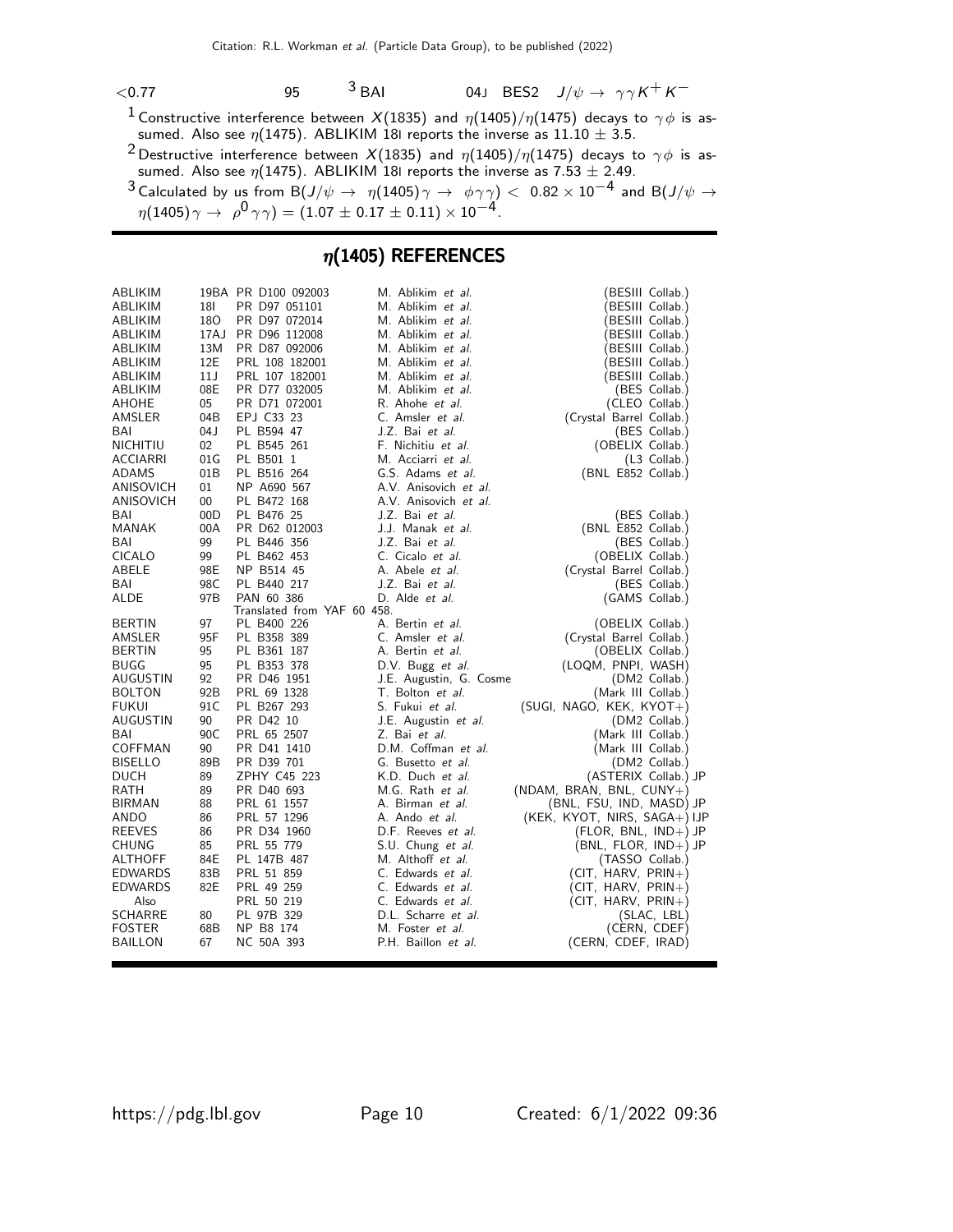| | | | | | |
|---|---|---|---|---|---|
| <0.77 | 95 | [3] BAI | 04J | BES2 | $J/\psi \to \gamma\gamma K^+ K^-$ |

[1] Constructive interference between $X(1835)$ and $\eta(1405)/\eta(1475)$ decays to $\gamma\phi$ is assumed. Also see $\eta(1475)$. ABLIKIM 18I reports the inverse as $11.10 \pm 3.5$.

[2] Destructive interference between $X(1835)$ and $\eta(1405)/\eta(1475)$ decays to $\gamma\phi$ is assumed. Also see $\eta(1475)$. ABLIKIM 18I reports the inverse as $7.53 \pm 2.49$.

[3] Calculated by us from $B(J/\psi \to \eta(1405)\gamma \to \phi\gamma\gamma) < 0.82 \times 10^{-4}$ and $B(J/\psi \to \eta(1405)\gamma \to \rho^0\gamma\gamma) = (1.07 \pm 0.17 \pm 0.11) \times 10^{-4}$.

## $\eta(1405)$ REFERENCES

| | | | | |
|---|---|---|---|---|
| ABLIKIM | 19BA | PR D100 092003 | M. Ablikim *et al.* | (BESIII Collab.) |
| ABLIKIM | 18I | PR D97 051101 | M. Ablikim *et al.* | (BESIII Collab.) |
| ABLIKIM | 18O | PR D97 072014 | M. Ablikim *et al.* | (BESIII Collab.) |
| ABLIKIM | 17AJ | PR D96 112008 | M. Ablikim *et al.* | (BESIII Collab.) |
| ABLIKIM | 13M | PR D87 092006 | M. Ablikim *et al.* | (BESIII Collab.) |
| ABLIKIM | 12E | PRL 108 182001 | M. Ablikim *et al.* | (BESIII Collab.) |
| ABLIKIM | 11J | PRL 107 182001 | M. Ablikim *et al.* | (BESIII Collab.) |
| ABLIKIM | 08E | PR D77 032005 | M. Ablikim *et al.* | (BES Collab.) |
| AHOHE | 05 | PR D71 072001 | R. Ahohe *et al.* | (CLEO Collab.) |
| AMSLER | 04B | EPJ C33 23 | C. Amsler *et al.* | (Crystal Barrel Collab.) |
| BAI | 04J | PL B594 47 | J.Z. Bai *et al.* | (BES Collab.) |
| NICHITIU | 02 | PL B545 261 | F. Nichitiu *et al.* | (OBELIX Collab.) |
| ACCIARRI | 01G | PL B501 1 | M. Acciarri *et al.* | (L3 Collab.) |
| ADAMS | 01B | PL B516 264 | G.S. Adams *et al.* | (BNL E852 Collab.) |
| ANISOVICH | 01 | NP A690 567 | A.V. Anisovich *et al.* | |
| ANISOVICH | 00 | PL B472 168 | A.V. Anisovich *et al.* | |
| BAI | 00D | PL B476 25 | J.Z. Bai *et al.* | (BES Collab.) |
| MANAK | 00A | PR D62 012003 | J.J. Manak *et al.* | (BNL E852 Collab.) |
| BAI | 99 | PL B446 356 | J.Z. Bai *et al.* | (BES Collab.) |
| CICALO | 99 | PL B462 453 | C. Cicalo *et al.* | (OBELIX Collab.) |
| ABELE | 98E | NP B514 45 | A. Abele *et al.* | (Crystal Barrel Collab.) |
| BAI | 98C | PL B440 217 | J.Z. Bai *et al.* | (BES Collab.) |
| ALDE | 97B | PAN 60 386 | D. Alde *et al.* | (GAMS Collab.) |
| | | Translated from YAF 60 458. | | |
| BERTIN | 97 | PL B400 226 | A. Bertin *et al.* | (OBELIX Collab.) |
| AMSLER | 95F | PL B358 389 | C. Amsler *et al.* | (Crystal Barrel Collab.) |
| BERTIN | 95 | PL B361 187 | A. Bertin *et al.* | (OBELIX Collab.) |
| BUGG | 95 | PL B353 378 | D.V. Bugg *et al.* | (LOQM, PNPI, WASH) |
| AUGUSTIN | 92 | PR D46 1951 | J.E. Augustin, G. Cosme | (DM2 Collab.) |
| BOLTON | 92B | PRL 69 1328 | T. Bolton *et al.* | (Mark III Collab.) |
| FUKUI | 91C | PL B267 293 | S. Fukui *et al.* | (SUGI, NAGO, KEK, KYOT+) |
| AUGUSTIN | 90 | PR D42 10 | J.E. Augustin *et al.* | (DM2 Collab.) |
| BAI | 90C | PRL 65 2507 | Z. Bai *et al.* | (Mark III Collab.) |
| COFFMAN | 90 | PR D41 1410 | D.M. Coffman *et al.* | (Mark III Collab.) |
| BISELLO | 89B | PR D39 701 | G. Busetto *et al.* | (DM2 Collab.) |
| DUCH | 89 | ZPHY C45 223 | K.D. Duch *et al.* | (ASTERIX Collab.) JP |
| RATH | 89 | PR D40 693 | M.G. Rath *et al.* | (NDAM, BRAN, BNL, CUNY+) |
| BIRMAN | 88 | PRL 61 1557 | A. Birman *et al.* | (BNL, FSU, IND, MASD) JP |
| ANDO | 86 | PRL 57 1296 | A. Ando *et al.* | (KEK, KYOT, NIRS, SAGA+) IJP |
| REEVES | 86 | PR D34 1960 | D.F. Reeves *et al.* | (FLOR, BNL, IND+) JP |
| CHUNG | 85 | PRL 55 779 | S.U. Chung *et al.* | (BNL, FLOR, IND+) JP |
| ALTHOFF | 84E | PL 147B 487 | M. Althoff *et al.* | (TASSO Collab.) |
| EDWARDS | 83B | PRL 51 859 | C. Edwards *et al.* | (CIT, HARV, PRIN+) |
| EDWARDS | 82E | PRL 49 259 | C. Edwards *et al.* | (CIT, HARV, PRIN+) |
| Also | | PRL 50 219 | C. Edwards *et al.* | (CIT, HARV, PRIN+) |
| SCHARRE | 80 | PL 97B 329 | D.L. Scharre *et al.* | (SLAC, LBL) |
| FOSTER | 68B | NP B8 174 | M. Foster *et al.* | (CERN, CDEF) |
| BAILLON | 67 | NC 50A 393 | P.H. Baillon *et al.* | (CERN, CDEF, IRAD) |